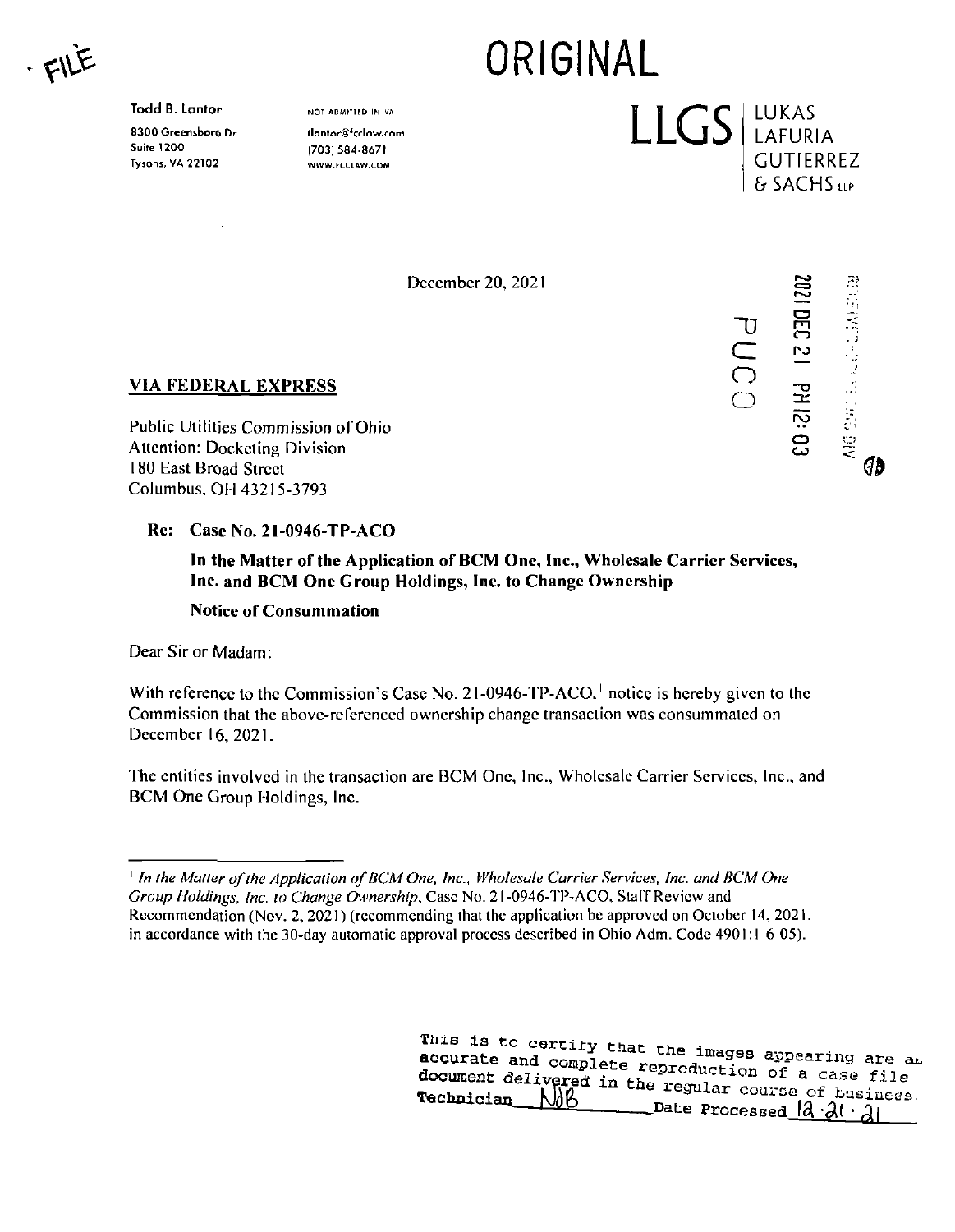FILE

# ORIGINAL

**Todd B. Lantor**
8300 Greensboro Dr.
Suite 1200
Tysons, VA 22102

NOT ADMITTED IN VA
tlantor@fcclaw.com
(703) 584-8671
WWW.FCCLAW.COM

LLGS | LUKAS LAFURIA GUTIERREZ & SACHS LLP

December 20, 2021

2021 DEC 21 PM 12:03

PUCO

**VIA FEDERAL EXPRESS**

Public Utilities Commission of Ohio
Attention: Docketing Division
180 East Broad Street
Columbus, OH 43215-3793

**Re: Case No. 21-0946-TP-ACO**

**In the Matter of the Application of BCM One, Inc., Wholesale Carrier Services, Inc. and BCM One Group Holdings, Inc. to Change Ownership**

**Notice of Consummation**

Dear Sir or Madam:

With reference to the Commission's Case No. 21-0946-TP-ACO,[1] notice is hereby given to the Commission that the above-referenced ownership change transaction was consummated on December 16, 2021.

The entities involved in the transaction are BCM One, Inc., Wholesale Carrier Services, Inc., and BCM One Group Holdings, Inc.

---

[1] *In the Matter of the Application of BCM One, Inc., Wholesale Carrier Services, Inc. and BCM One Group Holdings, Inc. to Change Ownership*, Case No. 21-0946-TP-ACO, Staff Review and Recommendation (Nov. 2, 2021) (recommending that the application be approved on October 14, 2021, in accordance with the 30-day automatic approval process described in Ohio Adm. Code 4901:1-6-05).

This is to certify that the images appearing are an accurate and complete reproduction of a case file document delivered in the regular course of business.
Technician NJB Date Processed 12.21.21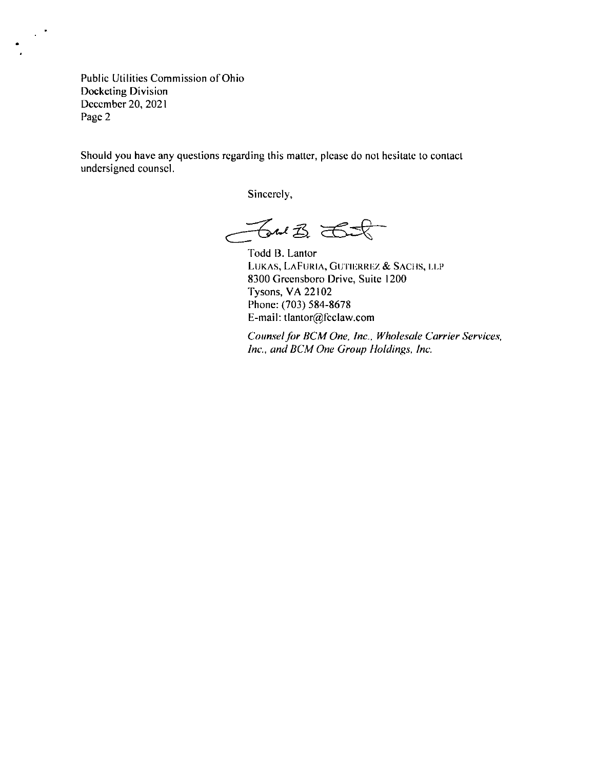Public Utilities Commission of Ohio
Docketing Division
December 20, 2021
Page 2

Should you have any questions regarding this matter, please do not hesitate to contact undersigned counsel.

Sincerely,

Todd B. Lantor
LUKAS, LAFURIA, GUTIERREZ & SACHS, LLP
8300 Greensboro Drive, Suite 1200
Tysons, VA 22102
Phone: (703) 584-8678
E-mail: tlantor@fcclaw.com

*Counsel for BCM One, Inc., Wholesale Carrier Services, Inc., and BCM One Group Holdings, Inc.*